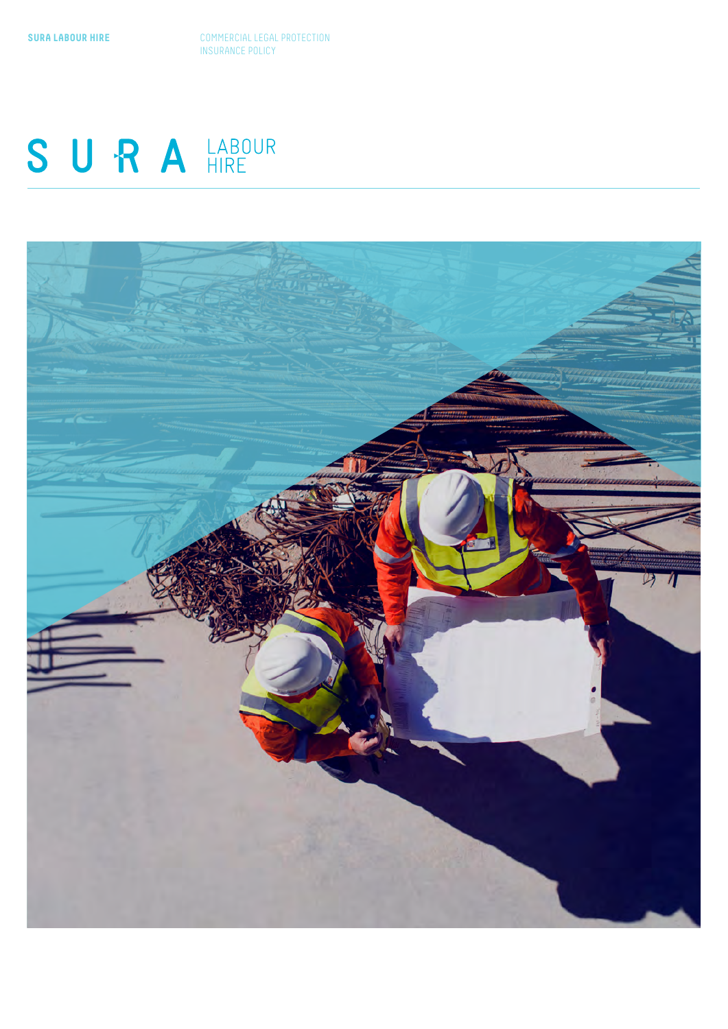SURA LABOUR HIRE

COMMERCIAL LEGAL PROTECTION INSURANCE POLICY

# SURA LABOUR HIRE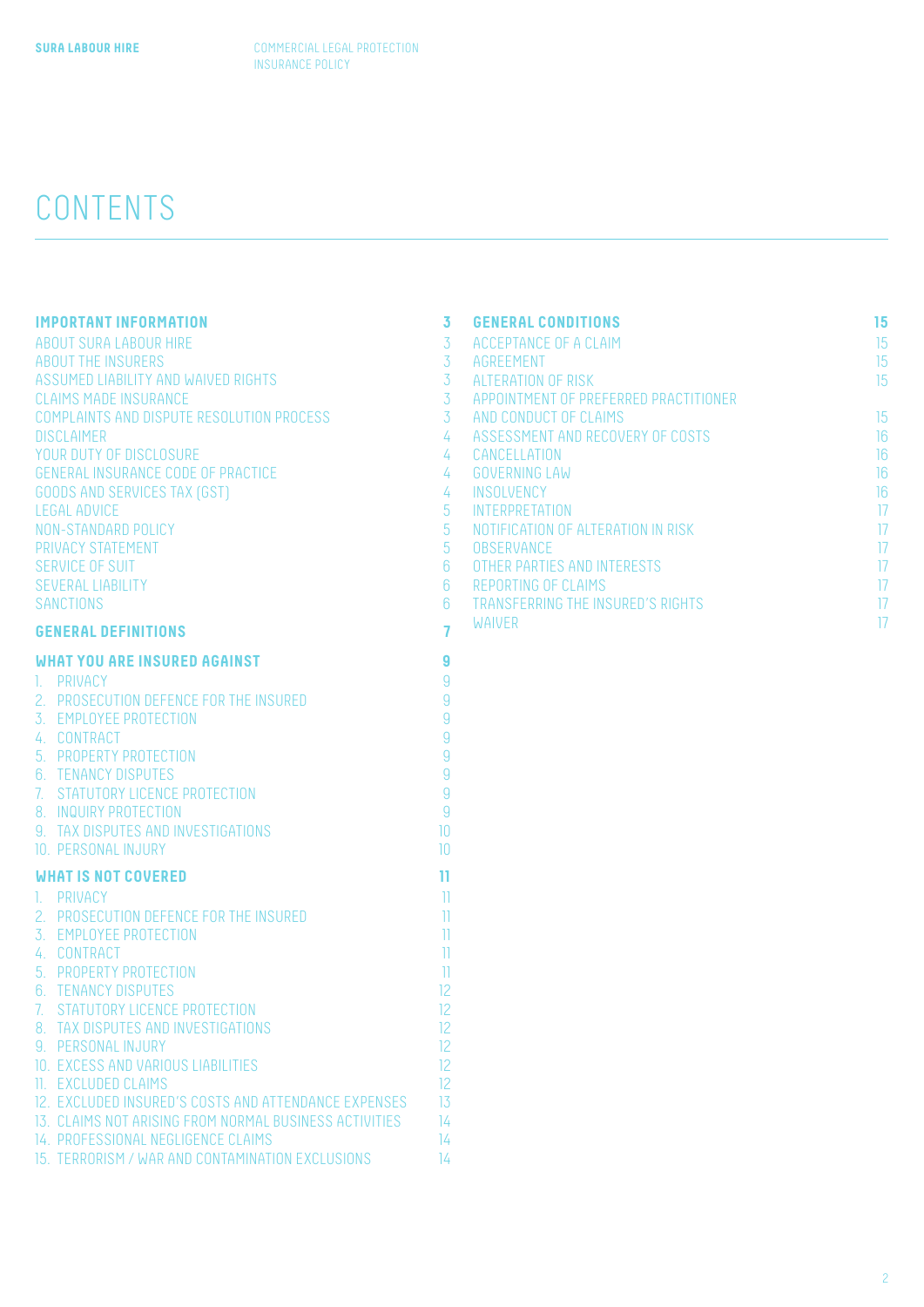# CONTENTS

**IMPORTANT INFORMATION** 3

ABOUT SURA LABOUR HIRE 3
ABOUT THE INSURERS 3
ASSUMED LIABILITY AND WAIVED RIGHTS 3
CLAIMS MADE INSURANCE 3
COMPLAINTS AND DISPUTE RESOLUTION PROCESS 3
DISCLAIMER 4
YOUR DUTY OF DISCLOSURE 4
GENERAL INSURANCE CODE OF PRACTICE 4
GOODS AND SERVICES TAX (GST) 4
LEGAL ADVICE 5
NON-STANDARD POLICY 5
PRIVACY STATEMENT 5
SERVICE OF SUIT 6
SEVERAL LIABILITY 6
SANCTIONS 6

**GENERAL DEFINITIONS** 7

**WHAT YOU ARE INSURED AGAINST** 9

1. PRIVACY 9
2. PROSECUTION DEFENCE FOR THE INSURED 9
3. EMPLOYEE PROTECTION 9
4. CONTRACT 9
5. PROPERTY PROTECTION 9
6. TENANCY DISPUTES 9
7. STATUTORY LICENCE PROTECTION 9
8. INQUIRY PROTECTION 9
9. TAX DISPUTES AND INVESTIGATIONS 10
10. PERSONAL INJURY 10

**WHAT IS NOT COVERED** 11

1. PRIVACY 11
2. PROSECUTION DEFENCE FOR THE INSURED 11
3. EMPLOYEE PROTECTION 11
4. CONTRACT 11
5. PROPERTY PROTECTION 11
6. TENANCY DISPUTES 12
7. STATUTORY LICENCE PROTECTION 12
8. TAX DISPUTES AND INVESTIGATIONS 12
9. PERSONAL INJURY 12
10. EXCESS AND VARIOUS LIABILITIES 12
11. EXCLUDED CLAIMS 12
12. EXCLUDED INSURED'S COSTS AND ATTENDANCE EXPENSES 13
13. CLAIMS NOT ARISING FROM NORMAL BUSINESS ACTIVITIES 14
14. PROFESSIONAL NEGLIGENCE CLAIMS 14
15. TERRORISM / WAR AND CONTAMINATION EXCLUSIONS 14

**GENERAL CONDITIONS** 15

ACCEPTANCE OF A CLAIM 15
AGREEMENT 15
ALTERATION OF RISK 15
APPOINTMENT OF PREFERRED PRACTITIONER AND CONDUCT OF CLAIMS 15
ASSESSMENT AND RECOVERY OF COSTS 16
CANCELLATION 16
GOVERNING LAW 16
INSOLVENCY 16
INTERPRETATION 17
NOTIFICATION OF ALTERATION IN RISK 17
OBSERVANCE 17
OTHER PARTIES AND INTERESTS 17
REPORTING OF CLAIMS 17
TRANSFERRING THE INSURED'S RIGHTS 17
WAIVER 17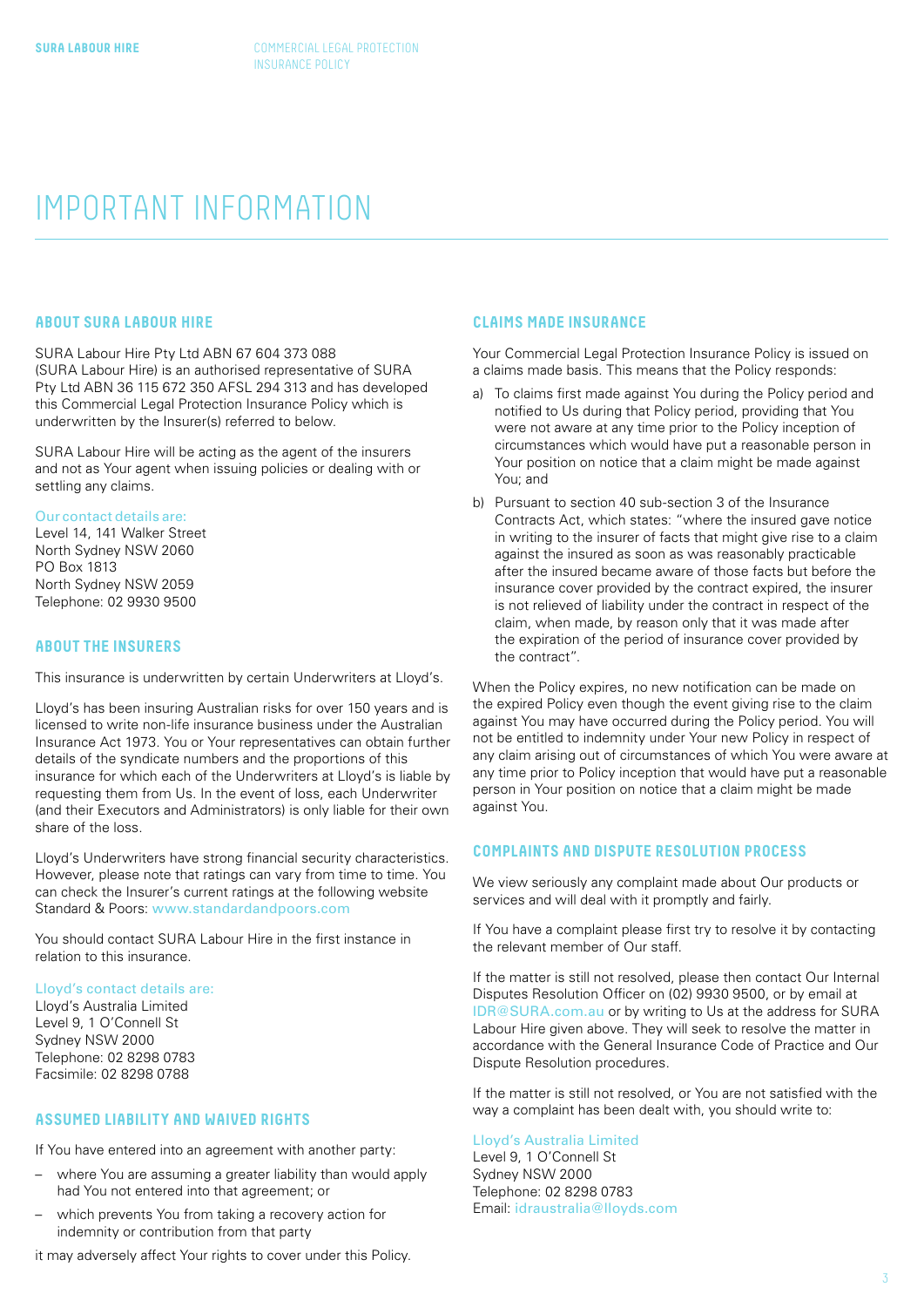# IMPORTANT INFORMATION

## ABOUT SURA LABOUR HIRE

SURA Labour Hire Pty Ltd ABN 67 604 373 088 (SURA Labour Hire) is an authorised representative of SURA Pty Ltd ABN 36 115 672 350 AFSL 294 313 and has developed this Commercial Legal Protection Insurance Policy which is underwritten by the Insurer(s) referred to below.

SURA Labour Hire will be acting as the agent of the insurers and not as Your agent when issuing policies or dealing with or settling any claims.

Our contact details are:
Level 14, 141 Walker Street
North Sydney NSW 2060
PO Box 1813
North Sydney NSW 2059
Telephone: 02 9930 9500

## ABOUT THE INSURERS

This insurance is underwritten by certain Underwriters at Lloyd's.

Lloyd's has been insuring Australian risks for over 150 years and is licensed to write non-life insurance business under the Australian Insurance Act 1973. You or Your representatives can obtain further details of the syndicate numbers and the proportions of this insurance for which each of the Underwriters at Lloyd's is liable by requesting them from Us. In the event of loss, each Underwriter (and their Executors and Administrators) is only liable for their own share of the loss.

Lloyd's Underwriters have strong financial security characteristics. However, please note that ratings can vary from time to time. You can check the Insurer's current ratings at the following website Standard & Poors: www.standardandpoors.com

You should contact SURA Labour Hire in the first instance in relation to this insurance.

Lloyd's contact details are:
Lloyd's Australia Limited
Level 9, 1 O'Connell St
Sydney NSW 2000
Telephone: 02 8298 0783
Facsimile: 02 8298 0788

## ASSUMED LIABILITY AND WAIVED RIGHTS

If You have entered into an agreement with another party:

- where You are assuming a greater liability than would apply had You not entered into that agreement; or
- which prevents You from taking a recovery action for indemnity or contribution from that party

it may adversely affect Your rights to cover under this Policy.

## CLAIMS MADE INSURANCE

Your Commercial Legal Protection Insurance Policy is issued on a claims made basis. This means that the Policy responds:

a) To claims first made against You during the Policy period and notified to Us during that Policy period, providing that You were not aware at any time prior to the Policy inception of circumstances which would have put a reasonable person in Your position on notice that a claim might be made against You; and

b) Pursuant to section 40 sub-section 3 of the Insurance Contracts Act, which states: "where the insured gave notice in writing to the insurer of facts that might give rise to a claim against the insured as soon as was reasonably practicable after the insured became aware of those facts but before the insurance cover provided by the contract expired, the insurer is not relieved of liability under the contract in respect of the claim, when made, by reason only that it was made after the expiration of the period of insurance cover provided by the contract".

When the Policy expires, no new notification can be made on the expired Policy even though the event giving rise to the claim against You may have occurred during the Policy period. You will not be entitled to indemnity under Your new Policy in respect of any claim arising out of circumstances of which You were aware at any time prior to Policy inception that would have put a reasonable person in Your position on notice that a claim might be made against You.

## COMPLAINTS AND DISPUTE RESOLUTION PROCESS

We view seriously any complaint made about Our products or services and will deal with it promptly and fairly.

If You have a complaint please first try to resolve it by contacting the relevant member of Our staff.

If the matter is still not resolved, please then contact Our Internal Disputes Resolution Officer on (02) 9930 9500, or by email at IDR@SURA.com.au or by writing to Us at the address for SURA Labour Hire given above. They will seek to resolve the matter in accordance with the General Insurance Code of Practice and Our Dispute Resolution procedures.

If the matter is still not resolved, or You are not satisfied with the way a complaint has been dealt with, you should write to:

Lloyd's Australia Limited
Level 9, 1 O'Connell St
Sydney NSW 2000
Telephone: 02 8298 0783
Email: idraustralia@lloyds.com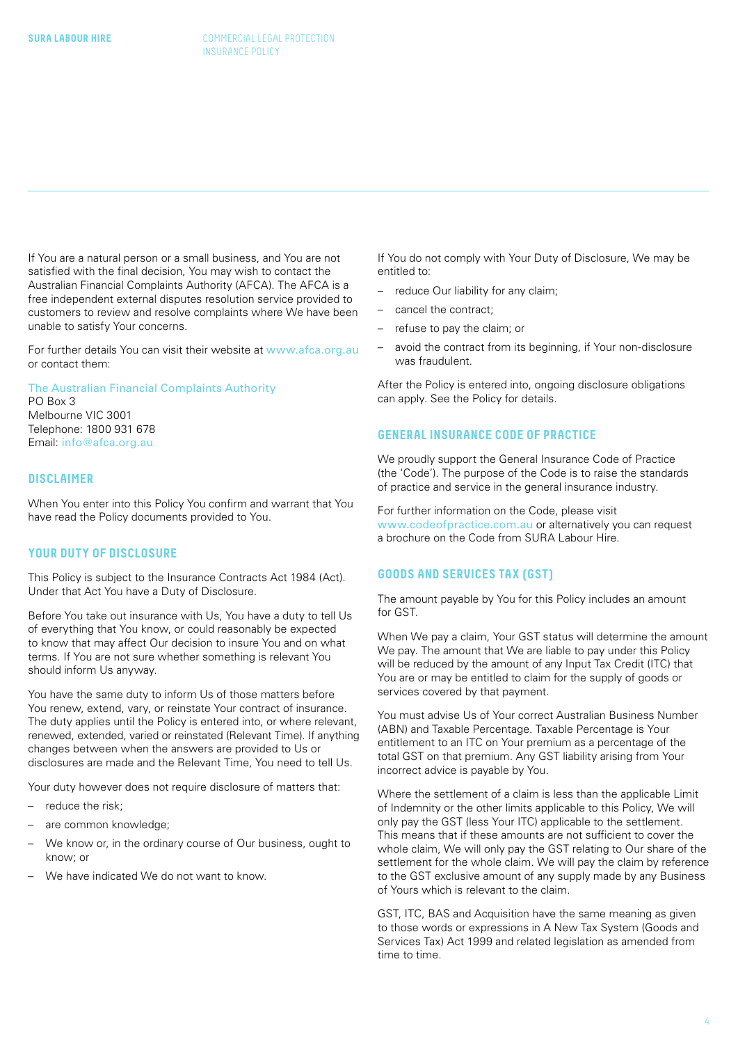If You are a natural person or a small business, and You are not satisfied with the final decision, You may wish to contact the Australian Financial Complaints Authority (AFCA). The AFCA is a free independent external disputes resolution service provided to customers to review and resolve complaints where We have been unable to satisfy Your concerns.

For further details You can visit their website at www.afca.org.au or contact them:

The Australian Financial Complaints Authority
PO Box 3
Melbourne VIC 3001
Telephone: 1800 931 678
Email: info@afca.org.au

## DISCLAIMER

When You enter into this Policy You confirm and warrant that You have read the Policy documents provided to You.

## YOUR DUTY OF DISCLOSURE

This Policy is subject to the Insurance Contracts Act 1984 (Act). Under that Act You have a Duty of Disclosure.

Before You take out insurance with Us, You have a duty to tell Us of everything that You know, or could reasonably be expected to know that may affect Our decision to insure You and on what terms. If You are not sure whether something is relevant You should inform Us anyway.

You have the same duty to inform Us of those matters before You renew, extend, vary, or reinstate Your contract of insurance. The duty applies until the Policy is entered into, or where relevant, renewed, extended, varied or reinstated (Relevant Time). If anything changes between when the answers are provided to Us or disclosures are made and the Relevant Time, You need to tell Us.

Your duty however does not require disclosure of matters that:

- reduce the risk;
- are common knowledge;
- We know or, in the ordinary course of Our business, ought to know; or
- We have indicated We do not want to know.

If You do not comply with Your Duty of Disclosure, We may be entitled to:

- reduce Our liability for any claim;
- cancel the contract;
- refuse to pay the claim; or
- avoid the contract from its beginning, if Your non-disclosure was fraudulent.

After the Policy is entered into, ongoing disclosure obligations can apply. See the Policy for details.

## GENERAL INSURANCE CODE OF PRACTICE

We proudly support the General Insurance Code of Practice (the 'Code'). The purpose of the Code is to raise the standards of practice and service in the general insurance industry.

For further information on the Code, please visit www.codeofpractice.com.au or alternatively you can request a brochure on the Code from SURA Labour Hire.

## GOODS AND SERVICES TAX (GST)

The amount payable by You for this Policy includes an amount for GST.

When We pay a claim, Your GST status will determine the amount We pay. The amount that We are liable to pay under this Policy will be reduced by the amount of any Input Tax Credit (ITC) that You are or may be entitled to claim for the supply of goods or services covered by that payment.

You must advise Us of Your correct Australian Business Number (ABN) and Taxable Percentage. Taxable Percentage is Your entitlement to an ITC on Your premium as a percentage of the total GST on that premium. Any GST liability arising from Your incorrect advice is payable by You.

Where the settlement of a claim is less than the applicable Limit of Indemnity or the other limits applicable to this Policy, We will only pay the GST (less Your ITC) applicable to the settlement. This means that if these amounts are not sufficient to cover the whole claim, We will only pay the GST relating to Our share of the settlement for the whole claim. We will pay the claim by reference to the GST exclusive amount of any supply made by any Business of Yours which is relevant to the claim.

GST, ITC, BAS and Acquisition have the same meaning as given to those words or expressions in A New Tax System (Goods and Services Tax) Act 1999 and related legislation as amended from time to time.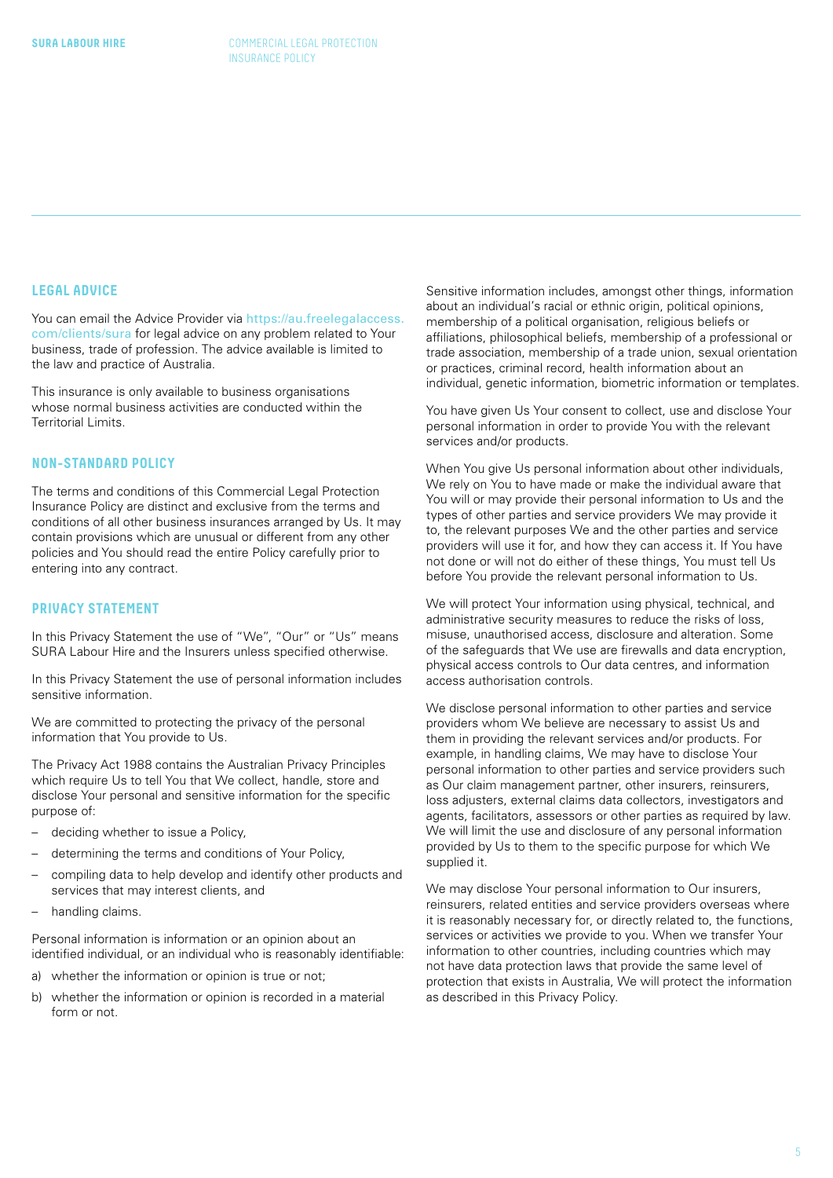## LEGAL ADVICE

You can email the Advice Provider via https://au.freelegalaccess.com/clients/sura for legal advice on any problem related to Your business, trade of profession. The advice available is limited to the law and practice of Australia.

This insurance is only available to business organisations whose normal business activities are conducted within the Territorial Limits.

## NON-STANDARD POLICY

The terms and conditions of this Commercial Legal Protection Insurance Policy are distinct and exclusive from the terms and conditions of all other business insurances arranged by Us. It may contain provisions which are unusual or different from any other policies and You should read the entire Policy carefully prior to entering into any contract.

## PRIVACY STATEMENT

In this Privacy Statement the use of "We", "Our" or "Us" means SURA Labour Hire and the Insurers unless specified otherwise.

In this Privacy Statement the use of personal information includes sensitive information.

We are committed to protecting the privacy of the personal information that You provide to Us.

The Privacy Act 1988 contains the Australian Privacy Principles which require Us to tell You that We collect, handle, store and disclose Your personal and sensitive information for the specific purpose of:

- deciding whether to issue a Policy,
- determining the terms and conditions of Your Policy,
- compiling data to help develop and identify other products and services that may interest clients, and
- handling claims.

Personal information is information or an opinion about an identified individual, or an individual who is reasonably identifiable:

a) whether the information or opinion is true or not;
b) whether the information or opinion is recorded in a material form or not.

Sensitive information includes, amongst other things, information about an individual's racial or ethnic origin, political opinions, membership of a political organisation, religious beliefs or affiliations, philosophical beliefs, membership of a professional or trade association, membership of a trade union, sexual orientation or practices, criminal record, health information about an individual, genetic information, biometric information or templates.

You have given Us Your consent to collect, use and disclose Your personal information in order to provide You with the relevant services and/or products.

When You give Us personal information about other individuals, We rely on You to have made or make the individual aware that You will or may provide their personal information to Us and the types of other parties and service providers We may provide it to, the relevant purposes We and the other parties and service providers will use it for, and how they can access it. If You have not done or will not do either of these things, You must tell Us before You provide the relevant personal information to Us.

We will protect Your information using physical, technical, and administrative security measures to reduce the risks of loss, misuse, unauthorised access, disclosure and alteration. Some of the safeguards that We use are firewalls and data encryption, physical access controls to Our data centres, and information access authorisation controls.

We disclose personal information to other parties and service providers whom We believe are necessary to assist Us and them in providing the relevant services and/or products. For example, in handling claims, We may have to disclose Your personal information to other parties and service providers such as Our claim management partner, other insurers, reinsurers, loss adjusters, external claims data collectors, investigators and agents, facilitators, assessors or other parties as required by law. We will limit the use and disclosure of any personal information provided by Us to them to the specific purpose for which We supplied it.

We may disclose Your personal information to Our insurers, reinsurers, related entities and service providers overseas where it is reasonably necessary for, or directly related to, the functions, services or activities we provide to you. When we transfer Your information to other countries, including countries which may not have data protection laws that provide the same level of protection that exists in Australia, We will protect the information as described in this Privacy Policy.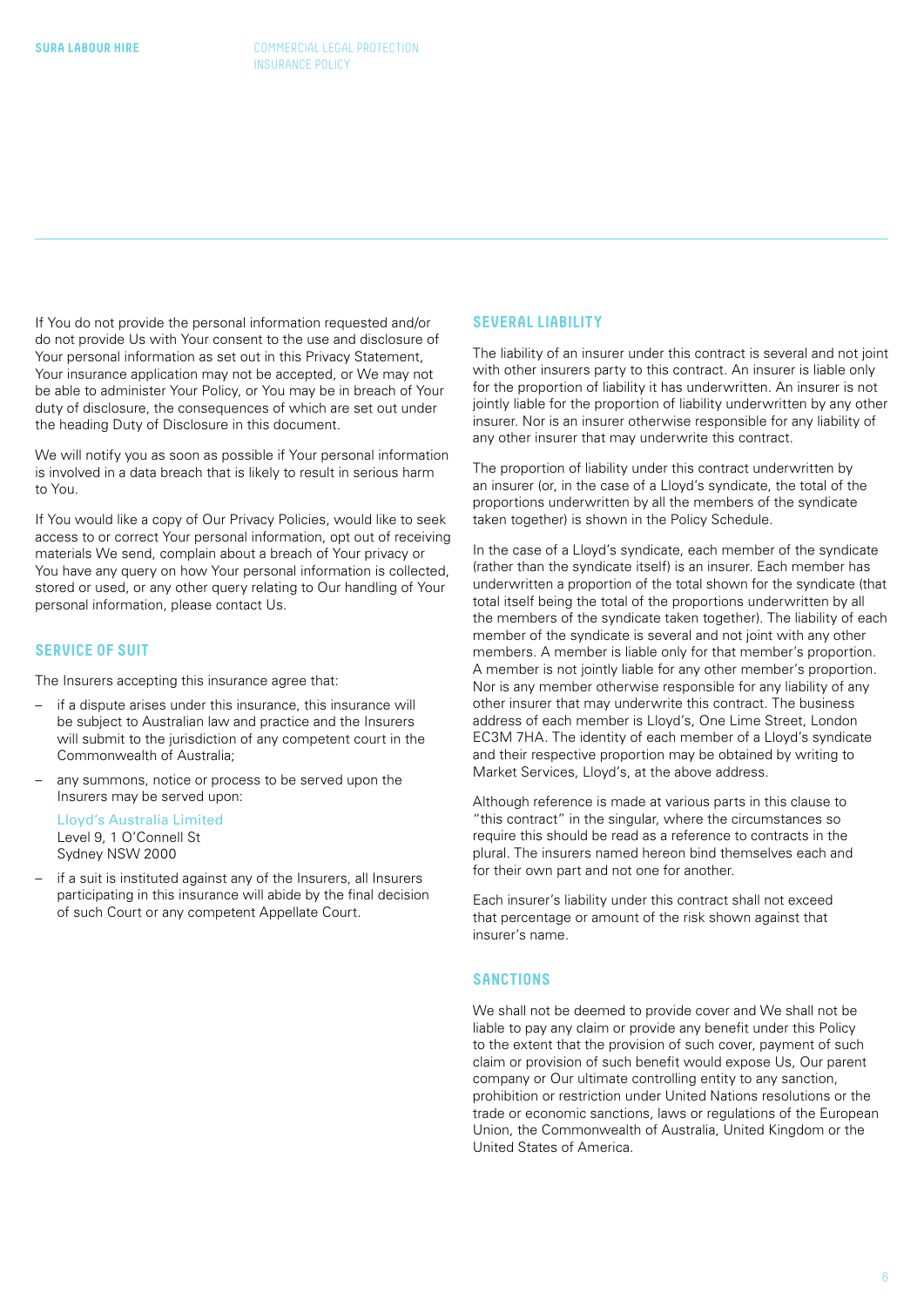If You do not provide the personal information requested and/or do not provide Us with Your consent to the use and disclosure of Your personal information as set out in this Privacy Statement, Your insurance application may not be accepted, or We may not be able to administer Your Policy, or You may be in breach of Your duty of disclosure, the consequences of which are set out under the heading Duty of Disclosure in this document.

We will notify you as soon as possible if Your personal information is involved in a data breach that is likely to result in serious harm to You.

If You would like a copy of Our Privacy Policies, would like to seek access to or correct Your personal information, opt out of receiving materials We send, complain about a breach of Your privacy or You have any query on how Your personal information is collected, stored or used, or any other query relating to Our handling of Your personal information, please contact Us.

## SERVICE OF SUIT

The Insurers accepting this insurance agree that:

- if a dispute arises under this insurance, this insurance will be subject to Australian law and practice and the Insurers will submit to the jurisdiction of any competent court in the Commonwealth of Australia;
- any summons, notice or process to be served upon the Insurers may be served upon:

  Lloyd's Australia Limited
  Level 9, 1 O'Connell St
  Sydney NSW 2000
- if a suit is instituted against any of the Insurers, all Insurers participating in this insurance will abide by the final decision of such Court or any competent Appellate Court.

## SEVERAL LIABILITY

The liability of an insurer under this contract is several and not joint with other insurers party to this contract. An insurer is liable only for the proportion of liability it has underwritten. An insurer is not jointly liable for the proportion of liability underwritten by any other insurer. Nor is an insurer otherwise responsible for any liability of any other insurer that may underwrite this contract.

The proportion of liability under this contract underwritten by an insurer (or, in the case of a Lloyd's syndicate, the total of the proportions underwritten by all the members of the syndicate taken together) is shown in the Policy Schedule.

In the case of a Lloyd's syndicate, each member of the syndicate (rather than the syndicate itself) is an insurer. Each member has underwritten a proportion of the total shown for the syndicate (that total itself being the total of the proportions underwritten by all the members of the syndicate taken together). The liability of each member of the syndicate is several and not joint with any other members. A member is liable only for that member's proportion. A member is not jointly liable for any other member's proportion. Nor is any member otherwise responsible for any liability of any other insurer that may underwrite this contract. The business address of each member is Lloyd's, One Lime Street, London EC3M 7HA. The identity of each member of a Lloyd's syndicate and their respective proportion may be obtained by writing to Market Services, Lloyd's, at the above address.

Although reference is made at various parts in this clause to "this contract" in the singular, where the circumstances so require this should be read as a reference to contracts in the plural. The insurers named hereon bind themselves each and for their own part and not one for another.

Each insurer's liability under this contract shall not exceed that percentage or amount of the risk shown against that insurer's name.

## SANCTIONS

We shall not be deemed to provide cover and We shall not be liable to pay any claim or provide any benefit under this Policy to the extent that the provision of such cover, payment of such claim or provision of such benefit would expose Us, Our parent company or Our ultimate controlling entity to any sanction, prohibition or restriction under United Nations resolutions or the trade or economic sanctions, laws or regulations of the European Union, the Commonwealth of Australia, United Kingdom or the United States of America.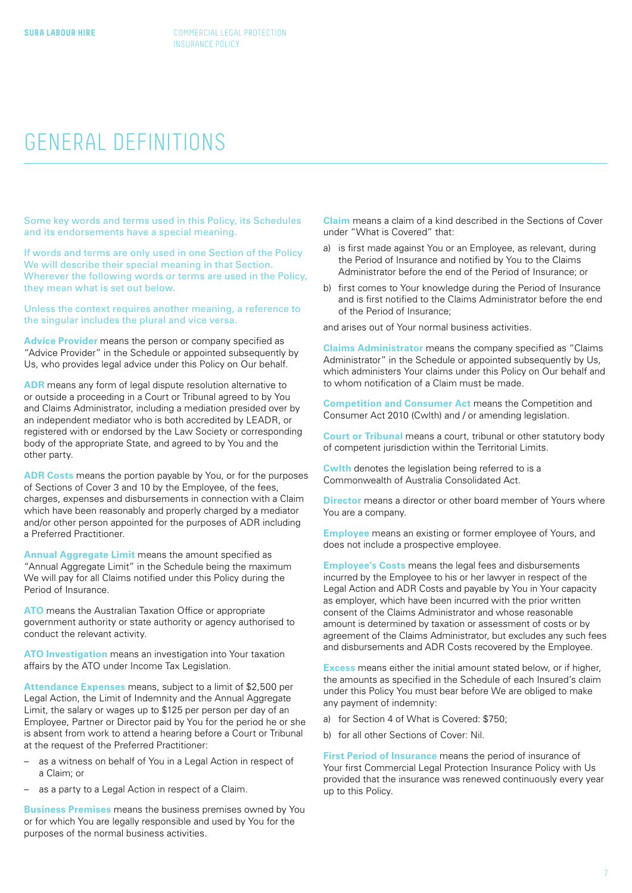# GENERAL DEFINITIONS

Some key words and terms used in this Policy, its Schedules and its endorsements have a special meaning.

If words and terms are only used in one Section of the Policy We will describe their special meaning in that Section. Wherever the following words or terms are used in the Policy, they mean what is set out below.

Unless the context requires another meaning, a reference to the singular includes the plural and vice versa.

**Advice Provider** means the person or company specified as "Advice Provider" in the Schedule or appointed subsequently by Us, who provides legal advice under this Policy on Our behalf.

**ADR** means any form of legal dispute resolution alternative to or outside a proceeding in a Court or Tribunal agreed to by You and Claims Administrator, including a mediation presided over by an independent mediator who is both accredited by LEADR, or registered with or endorsed by the Law Society or corresponding body of the appropriate State, and agreed to by You and the other party.

**ADR Costs** means the portion payable by You, or for the purposes of Sections of Cover 3 and 10 by the Employee, of the fees, charges, expenses and disbursements in connection with a Claim which have been reasonably and properly charged by a mediator and/or other person appointed for the purposes of ADR including a Preferred Practitioner.

**Annual Aggregate Limit** means the amount specified as "Annual Aggregate Limit" in the Schedule being the maximum We will pay for all Claims notified under this Policy during the Period of Insurance.

**ATO** means the Australian Taxation Office or appropriate government authority or state authority or agency authorised to conduct the relevant activity.

**ATO Investigation** means an investigation into Your taxation affairs by the ATO under Income Tax Legislation.

**Attendance Expenses** means, subject to a limit of $2,500 per Legal Action, the Limit of Indemnity and the Annual Aggregate Limit, the salary or wages up to $125 per person per day of an Employee, Partner or Director paid by You for the period he or she is absent from work to attend a hearing before a Court or Tribunal at the request of the Preferred Practitioner:

- as a witness on behalf of You in a Legal Action in respect of a Claim; or
- as a party to a Legal Action in respect of a Claim.

**Business Premises** means the business premises owned by You or for which You are legally responsible and used by You for the purposes of the normal business activities.

**Claim** means a claim of a kind described in the Sections of Cover under "What is Covered" that:

a) is first made against You or an Employee, as relevant, during the Period of Insurance and notified by You to the Claims Administrator before the end of the Period of Insurance; or

b) first comes to Your knowledge during the Period of Insurance and is first notified to the Claims Administrator before the end of the Period of Insurance;

and arises out of Your normal business activities.

**Claims Administrator** means the company specified as "Claims Administrator" in the Schedule or appointed subsequently by Us, which administers Your claims under this Policy on Our behalf and to whom notification of a Claim must be made.

**Competition and Consumer Act** means the Competition and Consumer Act 2010 (Cwlth) and / or amending legislation.

**Court or Tribunal** means a court, tribunal or other statutory body of competent jurisdiction within the Territorial Limits.

**Cwlth** denotes the legislation being referred to is a Commonwealth of Australia Consolidated Act.

**Director** means a director or other board member of Yours where You are a company.

**Employee** means an existing or former employee of Yours, and does not include a prospective employee.

**Employee's Costs** means the legal fees and disbursements incurred by the Employee to his or her lawyer in respect of the Legal Action and ADR Costs and payable by You in Your capacity as employer, which have been incurred with the prior written consent of the Claims Administrator and whose reasonable amount is determined by taxation or assessment of costs or by agreement of the Claims Administrator, but excludes any such fees and disbursements and ADR Costs recovered by the Employee.

**Excess** means either the initial amount stated below, or if higher, the amounts as specified in the Schedule of each Insured's claim under this Policy You must bear before We are obliged to make any payment of indemnity:

a) for Section 4 of What is Covered: $750;

b) for all other Sections of Cover: Nil.

**First Period of Insurance** means the period of insurance of Your first Commercial Legal Protection Insurance Policy with Us provided that the insurance was renewed continuously every year up to this Policy.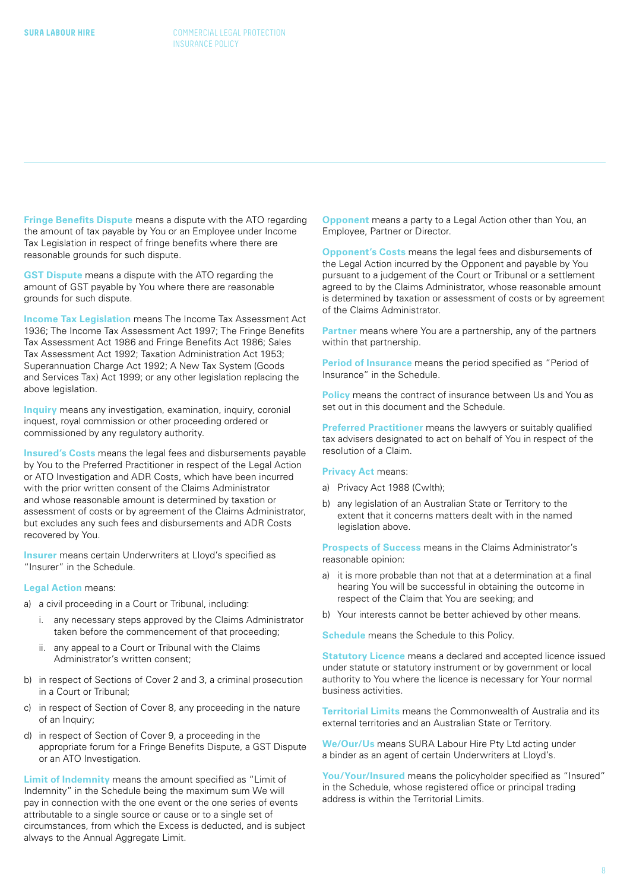**Fringe Benefits Dispute** means a dispute with the ATO regarding the amount of tax payable by You or an Employee under Income Tax Legislation in respect of fringe benefits where there are reasonable grounds for such dispute.

**GST Dispute** means a dispute with the ATO regarding the amount of GST payable by You where there are reasonable grounds for such dispute.

**Income Tax Legislation** means The Income Tax Assessment Act 1936; The Income Tax Assessment Act 1997; The Fringe Benefits Tax Assessment Act 1986 and Fringe Benefits Act 1986; Sales Tax Assessment Act 1992; Taxation Administration Act 1953; Superannuation Charge Act 1992; A New Tax System (Goods and Services Tax) Act 1999; or any other legislation replacing the above legislation.

**Inquiry** means any investigation, examination, inquiry, coronial inquest, royal commission or other proceeding ordered or commissioned by any regulatory authority.

**Insured's Costs** means the legal fees and disbursements payable by You to the Preferred Practitioner in respect of the Legal Action or ATO Investigation and ADR Costs, which have been incurred with the prior written consent of the Claims Administrator and whose reasonable amount is determined by taxation or assessment of costs or by agreement of the Claims Administrator, but excludes any such fees and disbursements and ADR Costs recovered by You.

**Insurer** means certain Underwriters at Lloyd's specified as "Insurer" in the Schedule.

**Legal Action** means:

a) a civil proceeding in a Court or Tribunal, including:
   i. any necessary steps approved by the Claims Administrator taken before the commencement of that proceeding;
   ii. any appeal to a Court or Tribunal with the Claims Administrator's written consent;
b) in respect of Sections of Cover 2 and 3, a criminal prosecution in a Court or Tribunal;
c) in respect of Section of Cover 8, any proceeding in the nature of an Inquiry;
d) in respect of Section of Cover 9, a proceeding in the appropriate forum for a Fringe Benefits Dispute, a GST Dispute or an ATO Investigation.

**Limit of Indemnity** means the amount specified as "Limit of Indemnity" in the Schedule being the maximum sum We will pay in connection with the one event or the one series of events attributable to a single source or cause or to a single set of circumstances, from which the Excess is deducted, and is subject always to the Annual Aggregate Limit.

**Opponent** means a party to a Legal Action other than You, an Employee, Partner or Director.

**Opponent's Costs** means the legal fees and disbursements of the Legal Action incurred by the Opponent and payable by You pursuant to a judgement of the Court or Tribunal or a settlement agreed to by the Claims Administrator, whose reasonable amount is determined by taxation or assessment of costs or by agreement of the Claims Administrator.

**Partner** means where You are a partnership, any of the partners within that partnership.

**Period of Insurance** means the period specified as "Period of Insurance" in the Schedule.

**Policy** means the contract of insurance between Us and You as set out in this document and the Schedule.

**Preferred Practitioner** means the lawyers or suitably qualified tax advisers designated to act on behalf of You in respect of the resolution of a Claim.

**Privacy Act** means:

a) Privacy Act 1988 (Cwlth);
b) any legislation of an Australian State or Territory to the extent that it concerns matters dealt with in the named legislation above.

**Prospects of Success** means in the Claims Administrator's reasonable opinion:

a) it is more probable than not that at a determination at a final hearing You will be successful in obtaining the outcome in respect of the Claim that You are seeking; and
b) Your interests cannot be better achieved by other means.

**Schedule** means the Schedule to this Policy.

**Statutory Licence** means a declared and accepted licence issued under statute or statutory instrument or by government or local authority to You where the licence is necessary for Your normal business activities.

**Territorial Limits** means the Commonwealth of Australia and its external territories and an Australian State or Territory.

**We/Our/Us** means SURA Labour Hire Pty Ltd acting under a binder as an agent of certain Underwriters at Lloyd's.

**You/Your/Insured** means the policyholder specified as "Insured" in the Schedule, whose registered office or principal trading address is within the Territorial Limits.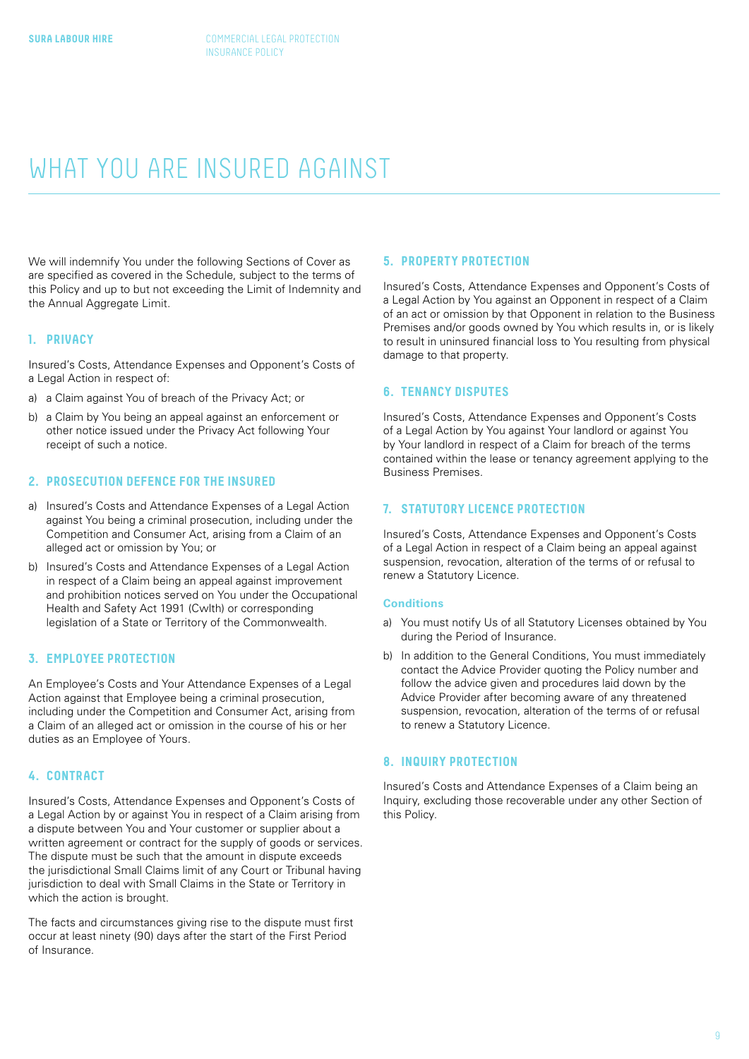# WHAT YOU ARE INSURED AGAINST

We will indemnify You under the following Sections of Cover as are specified as covered in the Schedule, subject to the terms of this Policy and up to but not exceeding the Limit of Indemnity and the Annual Aggregate Limit.

## 1. PRIVACY

Insured's Costs, Attendance Expenses and Opponent's Costs of a Legal Action in respect of:

a) a Claim against You of breach of the Privacy Act; or

b) a Claim by You being an appeal against an enforcement or other notice issued under the Privacy Act following Your receipt of such a notice.

## 2. PROSECUTION DEFENCE FOR THE INSURED

a) Insured's Costs and Attendance Expenses of a Legal Action against You being a criminal prosecution, including under the Competition and Consumer Act, arising from a Claim of an alleged act or omission by You; or

b) Insured's Costs and Attendance Expenses of a Legal Action in respect of a Claim being an appeal against improvement and prohibition notices served on You under the Occupational Health and Safety Act 1991 (Cwlth) or corresponding legislation of a State or Territory of the Commonwealth.

## 3. EMPLOYEE PROTECTION

An Employee's Costs and Your Attendance Expenses of a Legal Action against that Employee being a criminal prosecution, including under the Competition and Consumer Act, arising from a Claim of an alleged act or omission in the course of his or her duties as an Employee of Yours.

## 4. CONTRACT

Insured's Costs, Attendance Expenses and Opponent's Costs of a Legal Action by or against You in respect of a Claim arising from a dispute between You and Your customer or supplier about a written agreement or contract for the supply of goods or services. The dispute must be such that the amount in dispute exceeds the jurisdictional Small Claims limit of any Court or Tribunal having jurisdiction to deal with Small Claims in the State or Territory in which the action is brought.

The facts and circumstances giving rise to the dispute must first occur at least ninety (90) days after the start of the First Period of Insurance.

## 5. PROPERTY PROTECTION

Insured's Costs, Attendance Expenses and Opponent's Costs of a Legal Action by You against an Opponent in respect of a Claim of an act or omission by that Opponent in relation to the Business Premises and/or goods owned by You which results in, or is likely to result in uninsured financial loss to You resulting from physical damage to that property.

## 6. TENANCY DISPUTES

Insured's Costs, Attendance Expenses and Opponent's Costs of a Legal Action by You against Your landlord or against You by Your landlord in respect of a Claim for breach of the terms contained within the lease or tenancy agreement applying to the Business Premises.

## 7. STATUTORY LICENCE PROTECTION

Insured's Costs, Attendance Expenses and Opponent's Costs of a Legal Action in respect of a Claim being an appeal against suspension, revocation, alteration of the terms of or refusal to renew a Statutory Licence.

### Conditions

a) You must notify Us of all Statutory Licenses obtained by You during the Period of Insurance.

b) In addition to the General Conditions, You must immediately contact the Advice Provider quoting the Policy number and follow the advice given and procedures laid down by the Advice Provider after becoming aware of any threatened suspension, revocation, alteration of the terms of or refusal to renew a Statutory Licence.

## 8. INQUIRY PROTECTION

Insured's Costs and Attendance Expenses of a Claim being an Inquiry, excluding those recoverable under any other Section of this Policy.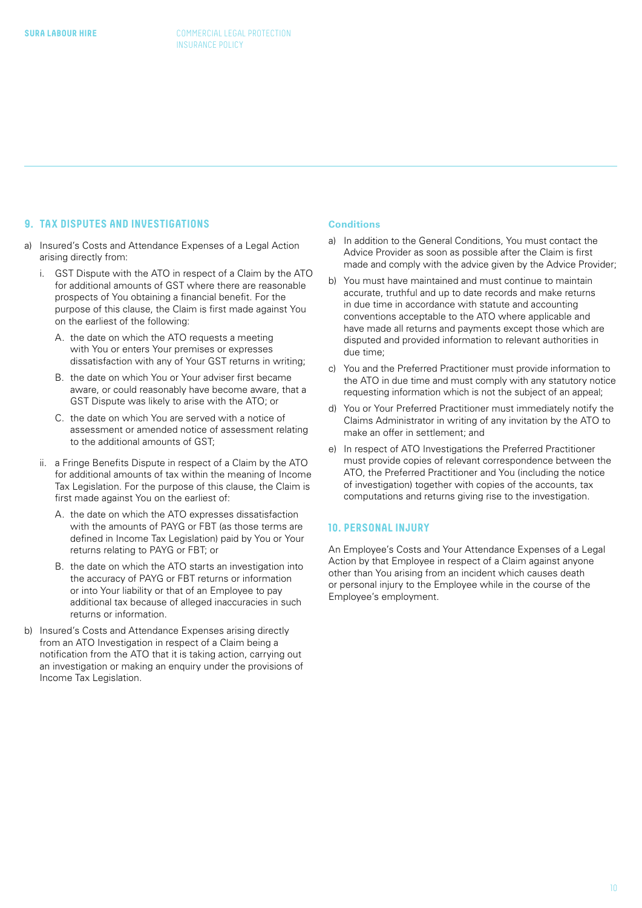## 9. TAX DISPUTES AND INVESTIGATIONS

a) Insured's Costs and Attendance Expenses of a Legal Action arising directly from:

   i. GST Dispute with the ATO in respect of a Claim by the ATO for additional amounts of GST where there are reasonable prospects of You obtaining a financial benefit. For the purpose of this clause, the Claim is first made against You on the earliest of the following:

      A. the date on which the ATO requests a meeting with You or enters Your premises or expresses dissatisfaction with any of Your GST returns in writing;

      B. the date on which You or Your adviser first became aware, or could reasonably have become aware, that a GST Dispute was likely to arise with the ATO; or

      C. the date on which You are served with a notice of assessment or amended notice of assessment relating to the additional amounts of GST;

   ii. a Fringe Benefits Dispute in respect of a Claim by the ATO for additional amounts of tax within the meaning of Income Tax Legislation. For the purpose of this clause, the Claim is first made against You on the earliest of:

      A. the date on which the ATO expresses dissatisfaction with the amounts of PAYG or FBT (as those terms are defined in Income Tax Legislation) paid by You or Your returns relating to PAYG or FBT; or

      B. the date on which the ATO starts an investigation into the accuracy of PAYG or FBT returns or information or into Your liability or that of an Employee to pay additional tax because of alleged inaccuracies in such returns or information.

b) Insured's Costs and Attendance Expenses arising directly from an ATO Investigation in respect of a Claim being a notification from the ATO that it is taking action, carrying out an investigation or making an enquiry under the provisions of Income Tax Legislation.

### Conditions

a) In addition to the General Conditions, You must contact the Advice Provider as soon as possible after the Claim is first made and comply with the advice given by the Advice Provider;

b) You must have maintained and must continue to maintain accurate, truthful and up to date records and make returns in due time in accordance with statute and accounting conventions acceptable to the ATO where applicable and have made all returns and payments except those which are disputed and provided information to relevant authorities in due time;

c) You and the Preferred Practitioner must provide information to the ATO in due time and must comply with any statutory notice requesting information which is not the subject of an appeal;

d) You or Your Preferred Practitioner must immediately notify the Claims Administrator in writing of any invitation by the ATO to make an offer in settlement; and

e) In respect of ATO Investigations the Preferred Practitioner must provide copies of relevant correspondence between the ATO, the Preferred Practitioner and You (including the notice of investigation) together with copies of the accounts, tax computations and returns giving rise to the investigation.

## 10. PERSONAL INJURY

An Employee's Costs and Your Attendance Expenses of a Legal Action by that Employee in respect of a Claim against anyone other than You arising from an incident which causes death or personal injury to the Employee while in the course of the Employee's employment.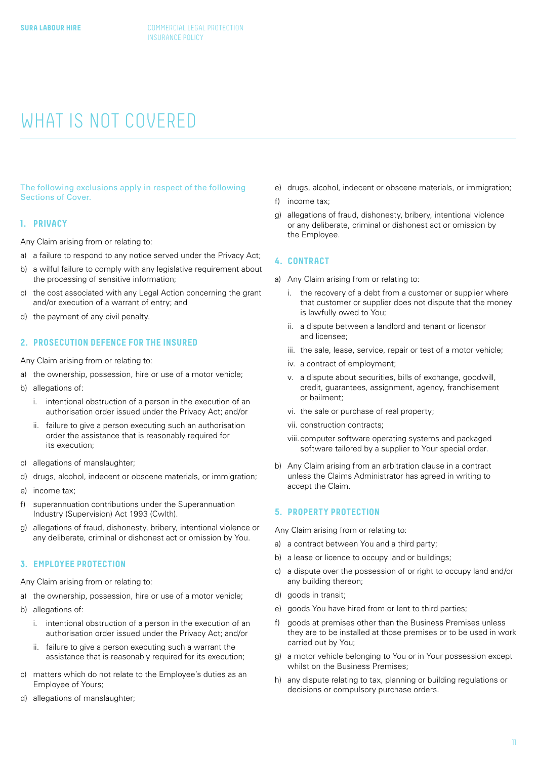# WHAT IS NOT COVERED

The following exclusions apply in respect of the following Sections of Cover.

## 1. PRIVACY

Any Claim arising from or relating to:

a) a failure to respond to any notice served under the Privacy Act;

b) a wilful failure to comply with any legislative requirement about the processing of sensitive information;

c) the cost associated with any Legal Action concerning the grant and/or execution of a warrant of entry; and

d) the payment of any civil penalty.

## 2. PROSECUTION DEFENCE FOR THE INSURED

Any Claim arising from or relating to:

a) the ownership, possession, hire or use of a motor vehicle;

b) allegations of:

   i. intentional obstruction of a person in the execution of an authorisation order issued under the Privacy Act; and/or

   ii. failure to give a person executing such an authorisation order the assistance that is reasonably required for its execution;

c) allegations of manslaughter;

d) drugs, alcohol, indecent or obscene materials, or immigration;

e) income tax;

f) superannuation contributions under the Superannuation Industry (Supervision) Act 1993 (Cwlth).

g) allegations of fraud, dishonesty, bribery, intentional violence or any deliberate, criminal or dishonest act or omission by You.

## 3. EMPLOYEE PROTECTION

Any Claim arising from or relating to:

a) the ownership, possession, hire or use of a motor vehicle;

b) allegations of:

   i. intentional obstruction of a person in the execution of an authorisation order issued under the Privacy Act; and/or

   ii. failure to give a person executing such a warrant the assistance that is reasonably required for its execution;

c) matters which do not relate to the Employee's duties as an Employee of Yours;

d) allegations of manslaughter;

e) drugs, alcohol, indecent or obscene materials, or immigration;

f) income tax;

g) allegations of fraud, dishonesty, bribery, intentional violence or any deliberate, criminal or dishonest act or omission by the Employee.

## 4. CONTRACT

a) Any Claim arising from or relating to:

   i. the recovery of a debt from a customer or supplier where that customer or supplier does not dispute that the money is lawfully owed to You;

   ii. a dispute between a landlord and tenant or licensor and licensee;

   iii. the sale, lease, service, repair or test of a motor vehicle;

   iv. a contract of employment;

   v. a dispute about securities, bills of exchange, goodwill, credit, guarantees, assignment, agency, franchisement or bailment;

   vi. the sale or purchase of real property;

   vii. construction contracts;

   viii. computer software operating systems and packaged software tailored by a supplier to Your special order.

b) Any Claim arising from an arbitration clause in a contract unless the Claims Administrator has agreed in writing to accept the Claim.

## 5. PROPERTY PROTECTION

Any Claim arising from or relating to:

a) a contract between You and a third party;

b) a lease or licence to occupy land or buildings;

c) a dispute over the possession of or right to occupy land and/or any building thereon;

d) goods in transit;

e) goods You have hired from or lent to third parties;

f) goods at premises other than the Business Premises unless they are to be installed at those premises or to be used in work carried out by You;

g) a motor vehicle belonging to You or in Your possession except whilst on the Business Premises;

h) any dispute relating to tax, planning or building regulations or decisions or compulsory purchase orders.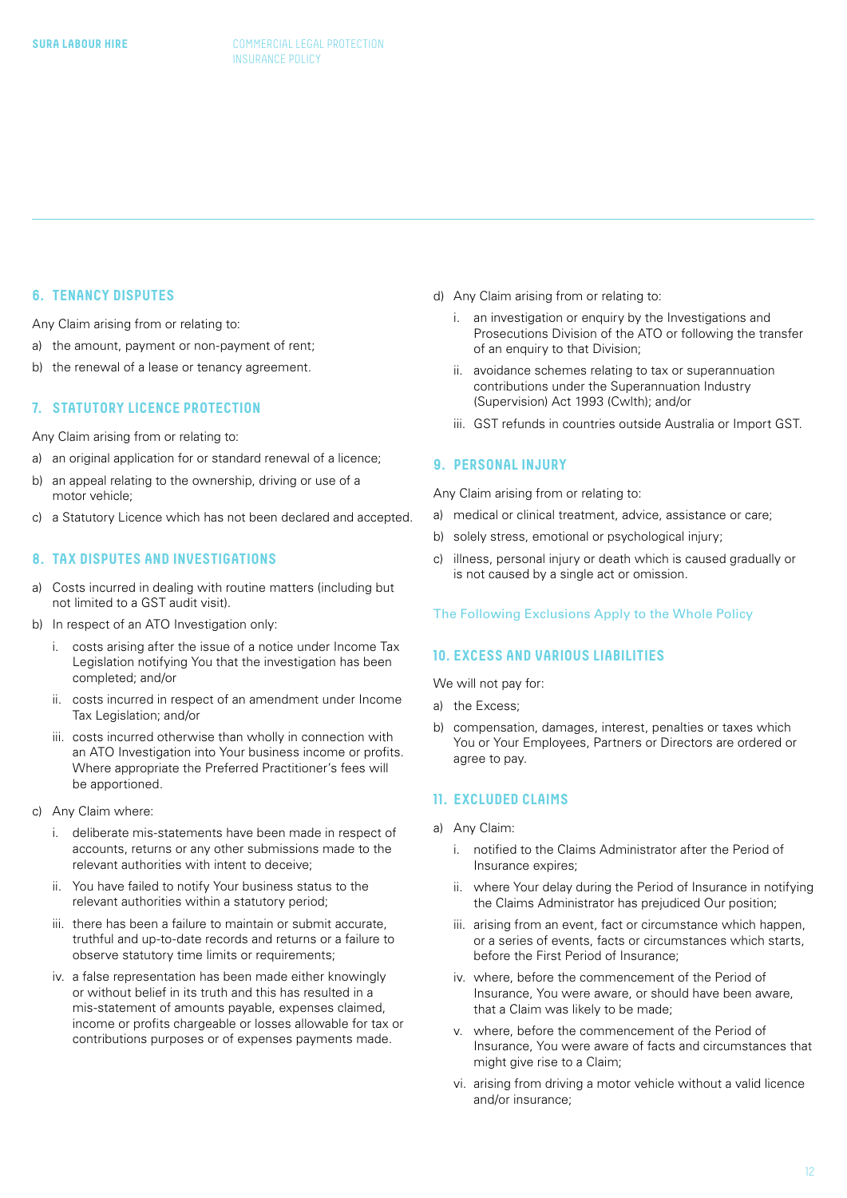## 6. TENANCY DISPUTES

Any Claim arising from or relating to:

a) the amount, payment or non-payment of rent;
b) the renewal of a lease or tenancy agreement.

## 7. STATUTORY LICENCE PROTECTION

Any Claim arising from or relating to:

a) an original application for or standard renewal of a licence;
b) an appeal relating to the ownership, driving or use of a motor vehicle;
c) a Statutory Licence which has not been declared and accepted.

## 8. TAX DISPUTES AND INVESTIGATIONS

a) Costs incurred in dealing with routine matters (including but not limited to a GST audit visit).
b) In respect of an ATO Investigation only:
   i. costs arising after the issue of a notice under Income Tax Legislation notifying You that the investigation has been completed; and/or
   ii. costs incurred in respect of an amendment under Income Tax Legislation; and/or
   iii. costs incurred otherwise than wholly in connection with an ATO Investigation into Your business income or profits. Where appropriate the Preferred Practitioner's fees will be apportioned.
c) Any Claim where:
   i. deliberate mis-statements have been made in respect of accounts, returns or any other submissions made to the relevant authorities with intent to deceive;
   ii. You have failed to notify Your business status to the relevant authorities within a statutory period;
   iii. there has been a failure to maintain or submit accurate, truthful and up-to-date records and returns or a failure to observe statutory time limits or requirements;
   iv. a false representation has been made either knowingly or without belief in its truth and this has resulted in a mis-statement of amounts payable, expenses claimed, income or profits chargeable or losses allowable for tax or contributions purposes or of expenses payments made.
d) Any Claim arising from or relating to:
   i. an investigation or enquiry by the Investigations and Prosecutions Division of the ATO or following the transfer of an enquiry to that Division;
   ii. avoidance schemes relating to tax or superannuation contributions under the Superannuation Industry (Supervision) Act 1993 (Cwlth); and/or
   iii. GST refunds in countries outside Australia or Import GST.

## 9. PERSONAL INJURY

Any Claim arising from or relating to:

a) medical or clinical treatment, advice, assistance or care;
b) solely stress, emotional or psychological injury;
c) illness, personal injury or death which is caused gradually or is not caused by a single act or omission.

The Following Exclusions Apply to the Whole Policy

## 10. EXCESS AND VARIOUS LIABILITIES

We will not pay for:

a) the Excess;
b) compensation, damages, interest, penalties or taxes which You or Your Employees, Partners or Directors are ordered or agree to pay.

## 11. EXCLUDED CLAIMS

a) Any Claim:
   i. notified to the Claims Administrator after the Period of Insurance expires;
   ii. where Your delay during the Period of Insurance in notifying the Claims Administrator has prejudiced Our position;
   iii. arising from an event, fact or circumstance which happen, or a series of events, facts or circumstances which starts, before the First Period of Insurance;
   iv. where, before the commencement of the Period of Insurance, You were aware, or should have been aware, that a Claim was likely to be made;
   v. where, before the commencement of the Period of Insurance, You were aware of facts and circumstances that might give rise to a Claim;
   vi. arising from driving a motor vehicle without a valid licence and/or insurance;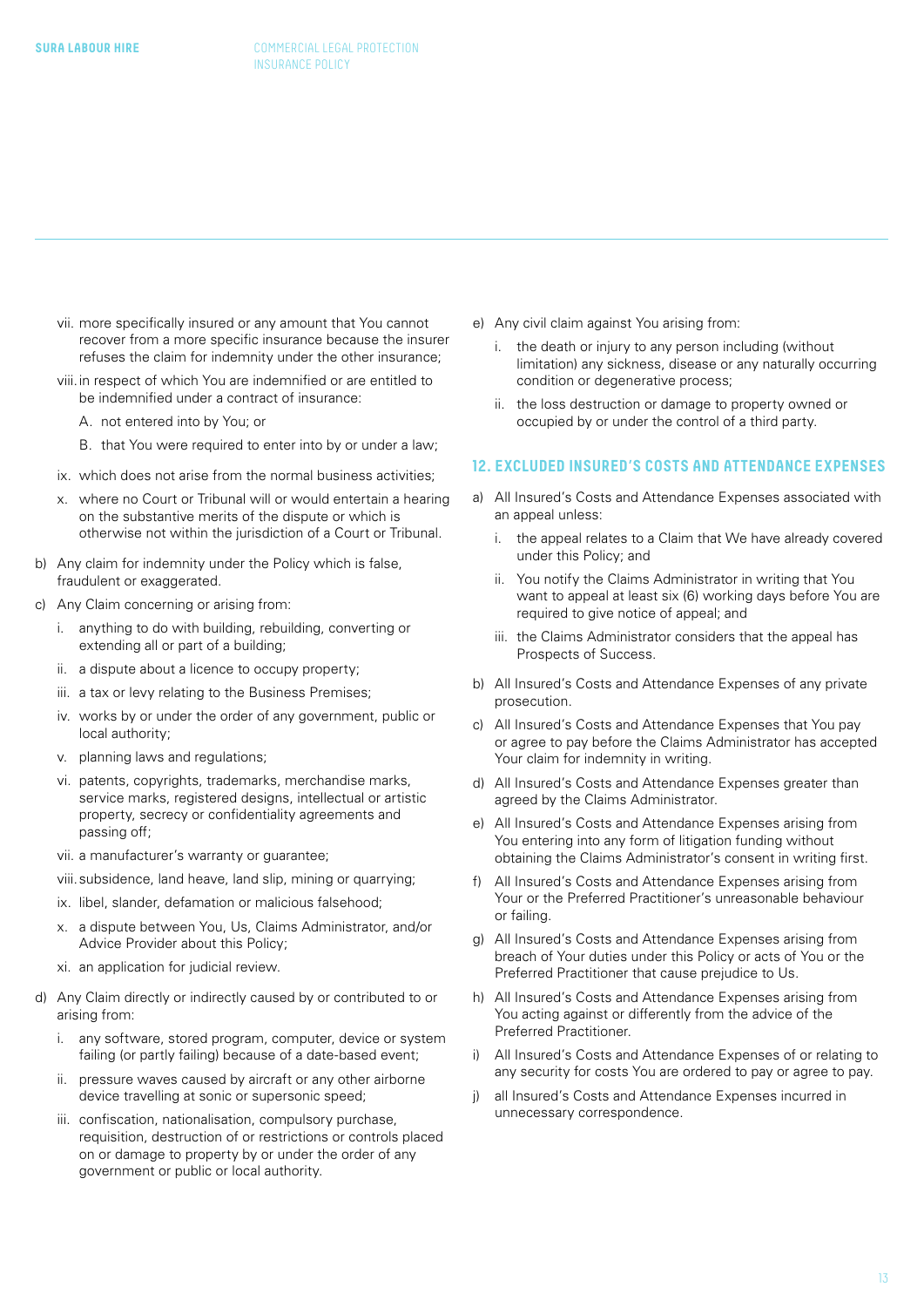vii. more specifically insured or any amount that You cannot recover from a more specific insurance because the insurer refuses the claim for indemnity under the other insurance;

viii. in respect of which You are indemnified or are entitled to be indemnified under a contract of insurance:

  A. not entered into by You; or

  B. that You were required to enter into by or under a law;

ix. which does not arise from the normal business activities;

x. where no Court or Tribunal will or would entertain a hearing on the substantive merits of the dispute or which is otherwise not within the jurisdiction of a Court or Tribunal.

b) Any claim for indemnity under the Policy which is false, fraudulent or exaggerated.

c) Any Claim concerning or arising from:

  i. anything to do with building, rebuilding, converting or extending all or part of a building;

  ii. a dispute about a licence to occupy property;

  iii. a tax or levy relating to the Business Premises;

  iv. works by or under the order of any government, public or local authority;

  v. planning laws and regulations;

  vi. patents, copyrights, trademarks, merchandise marks, service marks, registered designs, intellectual or artistic property, secrecy or confidentiality agreements and passing off;

  vii. a manufacturer's warranty or guarantee;

  viii. subsidence, land heave, land slip, mining or quarrying;

  ix. libel, slander, defamation or malicious falsehood;

  x. a dispute between You, Us, Claims Administrator, and/or Advice Provider about this Policy;

  xi. an application for judicial review.

d) Any Claim directly or indirectly caused by or contributed to or arising from:

  i. any software, stored program, computer, device or system failing (or partly failing) because of a date-based event;

  ii. pressure waves caused by aircraft or any other airborne device travelling at sonic or supersonic speed;

  iii. confiscation, nationalisation, compulsory purchase, requisition, destruction of or restrictions or controls placed on or damage to property by or under the order of any government or public or local authority.

e) Any civil claim against You arising from:

  i. the death or injury to any person including (without limitation) any sickness, disease or any naturally occurring condition or degenerative process;

  ii. the loss destruction or damage to property owned or occupied by or under the control of a third party.

## 12. EXCLUDED INSURED'S COSTS AND ATTENDANCE EXPENSES

a) All Insured's Costs and Attendance Expenses associated with an appeal unless:

  i. the appeal relates to a Claim that We have already covered under this Policy; and

  ii. You notify the Claims Administrator in writing that You want to appeal at least six (6) working days before You are required to give notice of appeal; and

  iii. the Claims Administrator considers that the appeal has Prospects of Success.

b) All Insured's Costs and Attendance Expenses of any private prosecution.

c) All Insured's Costs and Attendance Expenses that You pay or agree to pay before the Claims Administrator has accepted Your claim for indemnity in writing.

d) All Insured's Costs and Attendance Expenses greater than agreed by the Claims Administrator.

e) All Insured's Costs and Attendance Expenses arising from You entering into any form of litigation funding without obtaining the Claims Administrator's consent in writing first.

f) All Insured's Costs and Attendance Expenses arising from Your or the Preferred Practitioner's unreasonable behaviour or failing.

g) All Insured's Costs and Attendance Expenses arising from breach of Your duties under this Policy or acts of You or the Preferred Practitioner that cause prejudice to Us.

h) All Insured's Costs and Attendance Expenses arising from You acting against or differently from the advice of the Preferred Practitioner.

i) All Insured's Costs and Attendance Expenses of or relating to any security for costs You are ordered to pay or agree to pay.

j) all Insured's Costs and Attendance Expenses incurred in unnecessary correspondence.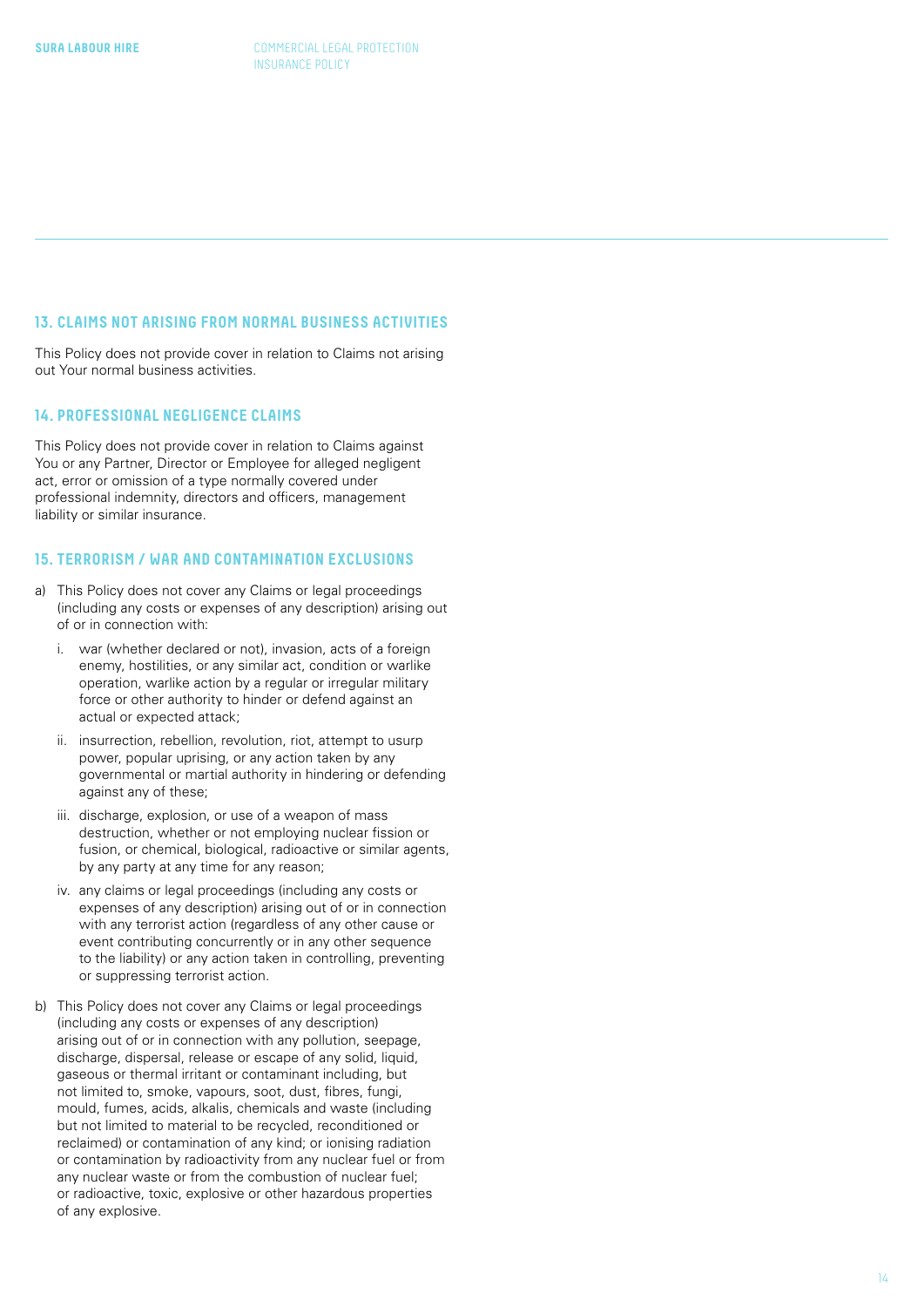## 13. CLAIMS NOT ARISING FROM NORMAL BUSINESS ACTIVITIES

This Policy does not provide cover in relation to Claims not arising out Your normal business activities.

## 14. PROFESSIONAL NEGLIGENCE CLAIMS

This Policy does not provide cover in relation to Claims against You or any Partner, Director or Employee for alleged negligent act, error or omission of a type normally covered under professional indemnity, directors and officers, management liability or similar insurance.

## 15. TERRORISM / WAR AND CONTAMINATION EXCLUSIONS

a) This Policy does not cover any Claims or legal proceedings (including any costs or expenses of any description) arising out of or in connection with:

   i. war (whether declared or not), invasion, acts of a foreign enemy, hostilities, or any similar act, condition or warlike operation, warlike action by a regular or irregular military force or other authority to hinder or defend against an actual or expected attack;

   ii. insurrection, rebellion, revolution, riot, attempt to usurp power, popular uprising, or any action taken by any governmental or martial authority in hindering or defending against any of these;

   iii. discharge, explosion, or use of a weapon of mass destruction, whether or not employing nuclear fission or fusion, or chemical, biological, radioactive or similar agents, by any party at any time for any reason;

   iv. any claims or legal proceedings (including any costs or expenses of any description) arising out of or in connection with any terrorist action (regardless of any other cause or event contributing concurrently or in any other sequence to the liability) or any action taken in controlling, preventing or suppressing terrorist action.

b) This Policy does not cover any Claims or legal proceedings (including any costs or expenses of any description) arising out of or in connection with any pollution, seepage, discharge, dispersal, release or escape of any solid, liquid, gaseous or thermal irritant or contaminant including, but not limited to, smoke, vapours, soot, dust, fibres, fungi, mould, fumes, acids, alkalis, chemicals and waste (including but not limited to material to be recycled, reconditioned or reclaimed) or contamination of any kind; or ionising radiation or contamination by radioactivity from any nuclear fuel or from any nuclear waste or from the combustion of nuclear fuel; or radioactive, toxic, explosive or other hazardous properties of any explosive.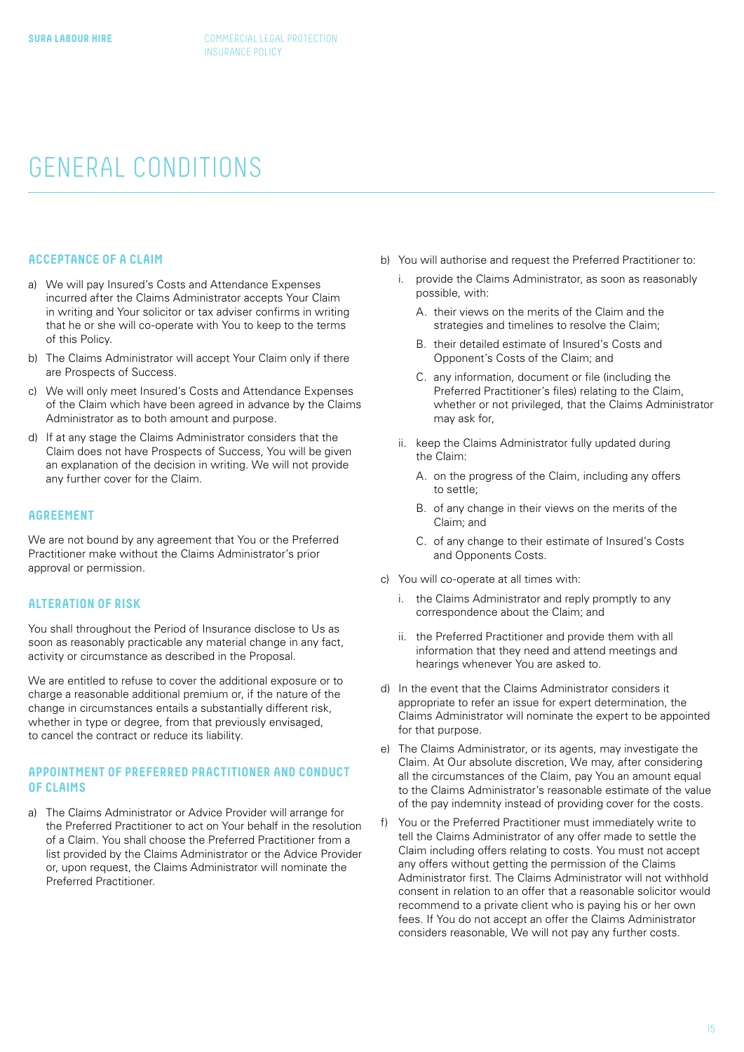# GENERAL CONDITIONS

## ACCEPTANCE OF A CLAIM

a) We will pay Insured's Costs and Attendance Expenses incurred after the Claims Administrator accepts Your Claim in writing and Your solicitor or tax adviser confirms in writing that he or she will co-operate with You to keep to the terms of this Policy.

b) The Claims Administrator will accept Your Claim only if there are Prospects of Success.

c) We will only meet Insured's Costs and Attendance Expenses of the Claim which have been agreed in advance by the Claims Administrator as to both amount and purpose.

d) If at any stage the Claims Administrator considers that the Claim does not have Prospects of Success, You will be given an explanation of the decision in writing. We will not provide any further cover for the Claim.

## AGREEMENT

We are not bound by any agreement that You or the Preferred Practitioner make without the Claims Administrator's prior approval or permission.

## ALTERATION OF RISK

You shall throughout the Period of Insurance disclose to Us as soon as reasonably practicable any material change in any fact, activity or circumstance as described in the Proposal.

We are entitled to refuse to cover the additional exposure or to charge a reasonable additional premium or, if the nature of the change in circumstances entails a substantially different risk, whether in type or degree, from that previously envisaged, to cancel the contract or reduce its liability.

## APPOINTMENT OF PREFERRED PRACTITIONER AND CONDUCT OF CLAIMS

a) The Claims Administrator or Advice Provider will arrange for the Preferred Practitioner to act on Your behalf in the resolution of a Claim. You shall choose the Preferred Practitioner from a list provided by the Claims Administrator or the Advice Provider or, upon request, the Claims Administrator will nominate the Preferred Practitioner.

b) You will authorise and request the Preferred Practitioner to:

   i. provide the Claims Administrator, as soon as reasonably possible, with:

      A. their views on the merits of the Claim and the strategies and timelines to resolve the Claim;

      B. their detailed estimate of Insured's Costs and Opponent's Costs of the Claim; and

      C. any information, document or file (including the Preferred Practitioner's files) relating to the Claim, whether or not privileged, that the Claims Administrator may ask for,

   ii. keep the Claims Administrator fully updated during the Claim:

      A. on the progress of the Claim, including any offers to settle;

      B. of any change in their views on the merits of the Claim; and

      C. of any change to their estimate of Insured's Costs and Opponents Costs.

c) You will co-operate at all times with:

   i. the Claims Administrator and reply promptly to any correspondence about the Claim; and

   ii. the Preferred Practitioner and provide them with all information that they need and attend meetings and hearings whenever You are asked to.

d) In the event that the Claims Administrator considers it appropriate to refer an issue for expert determination, the Claims Administrator will nominate the expert to be appointed for that purpose.

e) The Claims Administrator, or its agents, may investigate the Claim. At Our absolute discretion, We may, after considering all the circumstances of the Claim, pay You an amount equal to the Claims Administrator's reasonable estimate of the value of the pay indemnity instead of providing cover for the costs.

f) You or the Preferred Practitioner must immediately write to tell the Claims Administrator of any offer made to settle the Claim including offers relating to costs. You must not accept any offers without getting the permission of the Claims Administrator first. The Claims Administrator will not withhold consent in relation to an offer that a reasonable solicitor would recommend to a private client who is paying his or her own fees. If You do not accept an offer the Claims Administrator considers reasonable, We will not pay any further costs.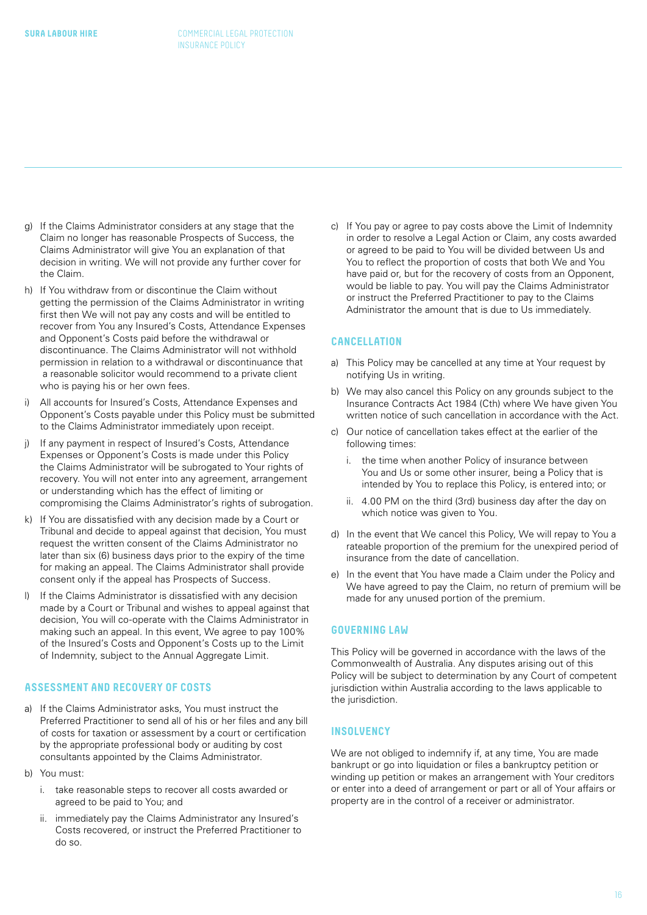g) If the Claims Administrator considers at any stage that the Claim no longer has reasonable Prospects of Success, the Claims Administrator will give You an explanation of that decision in writing. We will not provide any further cover for the Claim.

h) If You withdraw from or discontinue the Claim without getting the permission of the Claims Administrator in writing first then We will not pay any costs and will be entitled to recover from You any Insured's Costs, Attendance Expenses and Opponent's Costs paid before the withdrawal or discontinuance. The Claims Administrator will not withhold permission in relation to a withdrawal or discontinuance that a reasonable solicitor would recommend to a private client who is paying his or her own fees.

i) All accounts for Insured's Costs, Attendance Expenses and Opponent's Costs payable under this Policy must be submitted to the Claims Administrator immediately upon receipt.

j) If any payment in respect of Insured's Costs, Attendance Expenses or Opponent's Costs is made under this Policy the Claims Administrator will be subrogated to Your rights of recovery. You will not enter into any agreement, arrangement or understanding which has the effect of limiting or compromising the Claims Administrator's rights of subrogation.

k) If You are dissatisfied with any decision made by a Court or Tribunal and decide to appeal against that decision, You must request the written consent of the Claims Administrator no later than six (6) business days prior to the expiry of the time for making an appeal. The Claims Administrator shall provide consent only if the appeal has Prospects of Success.

l) If the Claims Administrator is dissatisfied with any decision made by a Court or Tribunal and wishes to appeal against that decision, You will co-operate with the Claims Administrator in making such an appeal. In this event, We agree to pay 100% of the Insured's Costs and Opponent's Costs up to the Limit of Indemnity, subject to the Annual Aggregate Limit.

## ASSESSMENT AND RECOVERY OF COSTS

a) If the Claims Administrator asks, You must instruct the Preferred Practitioner to send all of his or her files and any bill of costs for taxation or assessment by a court or certification by the appropriate professional body or auditing by cost consultants appointed by the Claims Administrator.

b) You must:

   i. take reasonable steps to recover all costs awarded or agreed to be paid to You; and

   ii. immediately pay the Claims Administrator any Insured's Costs recovered, or instruct the Preferred Practitioner to do so.

c) If You pay or agree to pay costs above the Limit of Indemnity in order to resolve a Legal Action or Claim, any costs awarded or agreed to be paid to You will be divided between Us and You to reflect the proportion of costs that both We and You have paid or, but for the recovery of costs from an Opponent, would be liable to pay. You will pay the Claims Administrator or instruct the Preferred Practitioner to pay to the Claims Administrator the amount that is due to Us immediately.

## CANCELLATION

a) This Policy may be cancelled at any time at Your request by notifying Us in writing.

b) We may also cancel this Policy on any grounds subject to the Insurance Contracts Act 1984 (Cth) where We have given You written notice of such cancellation in accordance with the Act.

c) Our notice of cancellation takes effect at the earlier of the following times:

   i. the time when another Policy of insurance between You and Us or some other insurer, being a Policy that is intended by You to replace this Policy, is entered into; or

   ii. 4.00 PM on the third (3rd) business day after the day on which notice was given to You.

d) In the event that We cancel this Policy, We will repay to You a rateable proportion of the premium for the unexpired period of insurance from the date of cancellation.

e) In the event that You have made a Claim under the Policy and We have agreed to pay the Claim, no return of premium will be made for any unused portion of the premium.

## GOVERNING LAW

This Policy will be governed in accordance with the laws of the Commonwealth of Australia. Any disputes arising out of this Policy will be subject to determination by any Court of competent jurisdiction within Australia according to the laws applicable to the jurisdiction.

## INSOLVENCY

We are not obliged to indemnify if, at any time, You are made bankrupt or go into liquidation or files a bankruptcy petition or winding up petition or makes an arrangement with Your creditors or enter into a deed of arrangement or part or all of Your affairs or property are in the control of a receiver or administrator.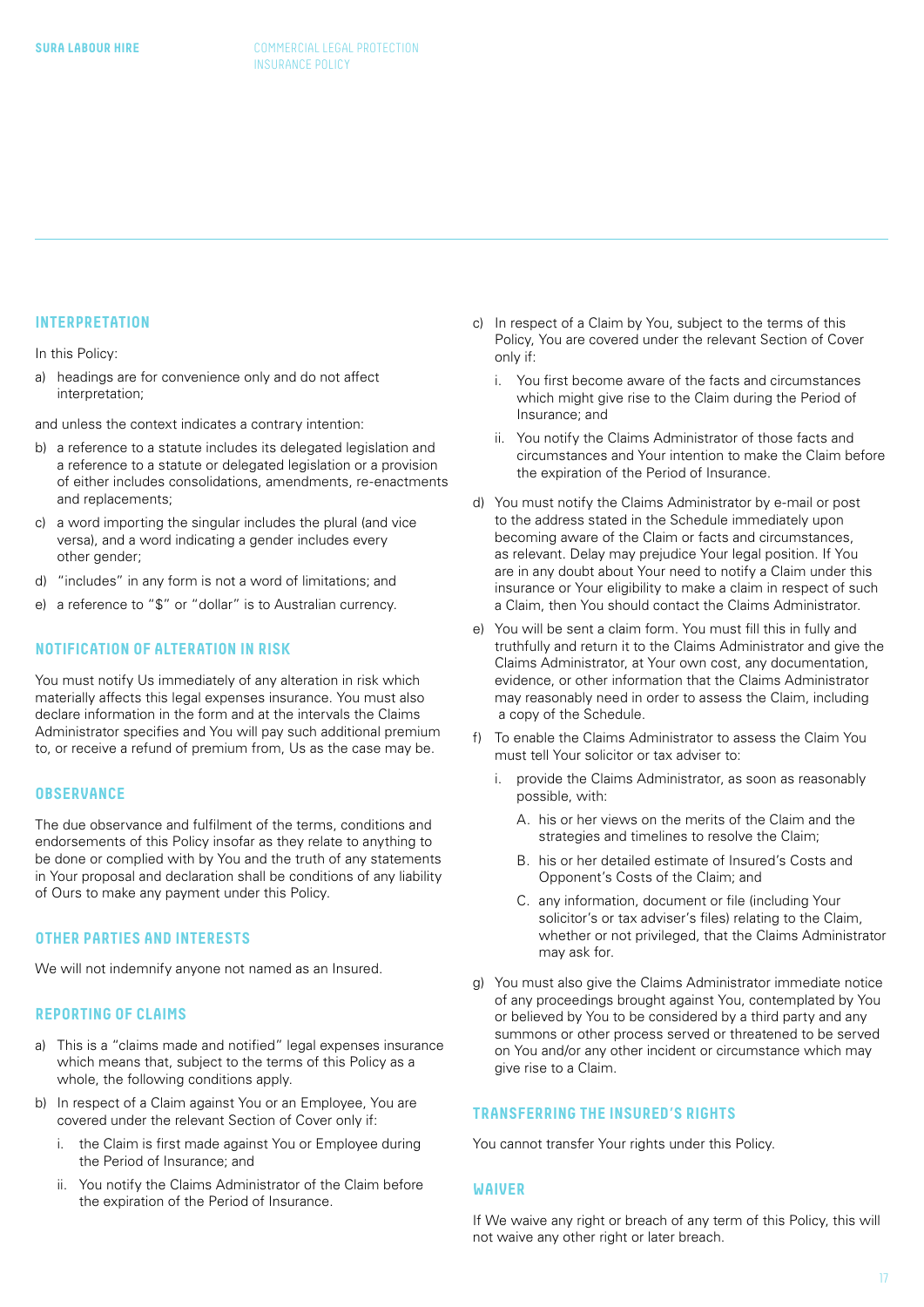## INTERPRETATION

In this Policy:

a) headings are for convenience only and do not affect interpretation;

and unless the context indicates a contrary intention:

b) a reference to a statute includes its delegated legislation and a reference to a statute or delegated legislation or a provision of either includes consolidations, amendments, re-enactments and replacements;

c) a word importing the singular includes the plural (and vice versa), and a word indicating a gender includes every other gender;

d) "includes" in any form is not a word of limitations; and

e) a reference to "$" or "dollar" is to Australian currency.

## NOTIFICATION OF ALTERATION IN RISK

You must notify Us immediately of any alteration in risk which materially affects this legal expenses insurance. You must also declare information in the form and at the intervals the Claims Administrator specifies and You will pay such additional premium to, or receive a refund of premium from, Us as the case may be.

## OBSERVANCE

The due observance and fulfilment of the terms, conditions and endorsements of this Policy insofar as they relate to anything to be done or complied with by You and the truth of any statements in Your proposal and declaration shall be conditions of any liability of Ours to make any payment under this Policy.

## OTHER PARTIES AND INTERESTS

We will not indemnify anyone not named as an Insured.

## REPORTING OF CLAIMS

a) This is a "claims made and notified" legal expenses insurance which means that, subject to the terms of this Policy as a whole, the following conditions apply.

b) In respect of a Claim against You or an Employee, You are covered under the relevant Section of Cover only if:

   i. the Claim is first made against You or Employee during the Period of Insurance; and

   ii. You notify the Claims Administrator of the Claim before the expiration of the Period of Insurance.

c) In respect of a Claim by You, subject to the terms of this Policy, You are covered under the relevant Section of Cover only if:

   i. You first become aware of the facts and circumstances which might give rise to the Claim during the Period of Insurance; and

   ii. You notify the Claims Administrator of those facts and circumstances and Your intention to make the Claim before the expiration of the Period of Insurance.

d) You must notify the Claims Administrator by e-mail or post to the address stated in the Schedule immediately upon becoming aware of the Claim or facts and circumstances, as relevant. Delay may prejudice Your legal position. If You are in any doubt about Your need to notify a Claim under this insurance or Your eligibility to make a claim in respect of such a Claim, then You should contact the Claims Administrator.

e) You will be sent a claim form. You must fill this in fully and truthfully and return it to the Claims Administrator and give the Claims Administrator, at Your own cost, any documentation, evidence, or other information that the Claims Administrator may reasonably need in order to assess the Claim, including a copy of the Schedule.

f) To enable the Claims Administrator to assess the Claim You must tell Your solicitor or tax adviser to:

   i. provide the Claims Administrator, as soon as reasonably possible, with:

      A. his or her views on the merits of the Claim and the strategies and timelines to resolve the Claim;

      B. his or her detailed estimate of Insured's Costs and Opponent's Costs of the Claim; and

      C. any information, document or file (including Your solicitor's or tax adviser's files) relating to the Claim, whether or not privileged, that the Claims Administrator may ask for.

g) You must also give the Claims Administrator immediate notice of any proceedings brought against You, contemplated by You or believed by You to be considered by a third party and any summons or other process served or threatened to be served on You and/or any other incident or circumstance which may give rise to a Claim.

## TRANSFERRING THE INSURED'S RIGHTS

You cannot transfer Your rights under this Policy.

## WAIVER

If We waive any right or breach of any term of this Policy, this will not waive any other right or later breach.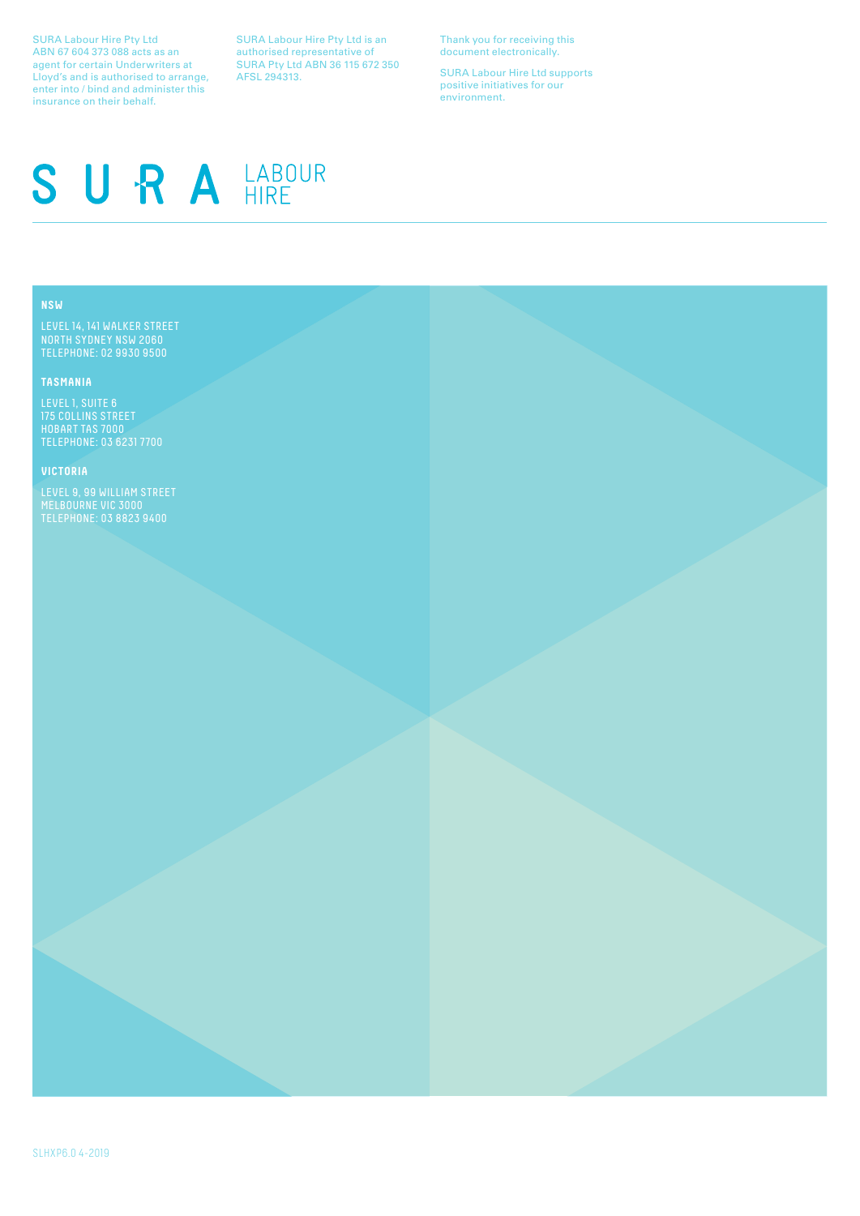SURA Labour Hire Pty Ltd ABN 67 604 373 088 acts as an agent for certain Underwriters at Lloyd's and is authorised to arrange, enter into / bind and administer this insurance on their behalf.

SURA Labour Hire Pty Ltd is an authorised representative of SURA Pty Ltd ABN 36 115 672 350 AFSL 294313.

Thank you for receiving this document electronically.

SURA Labour Hire Ltd supports positive initiatives for our environment.

# SURA LABOUR HIRE

**NSW**

LEVEL 14, 141 WALKER STREET
NORTH SYDNEY NSW 2060
TELEPHONE: 02 9930 9500

**TASMANIA**

LEVEL 1, SUITE 6
175 COLLINS STREET
HOBART TAS 7000
TELEPHONE: 03 6231 7700

**VICTORIA**

LEVEL 9, 99 WILLIAM STREET
MELBOURNE VIC 3000
TELEPHONE: 03 8823 9400

SLHXP6.0 4-2019